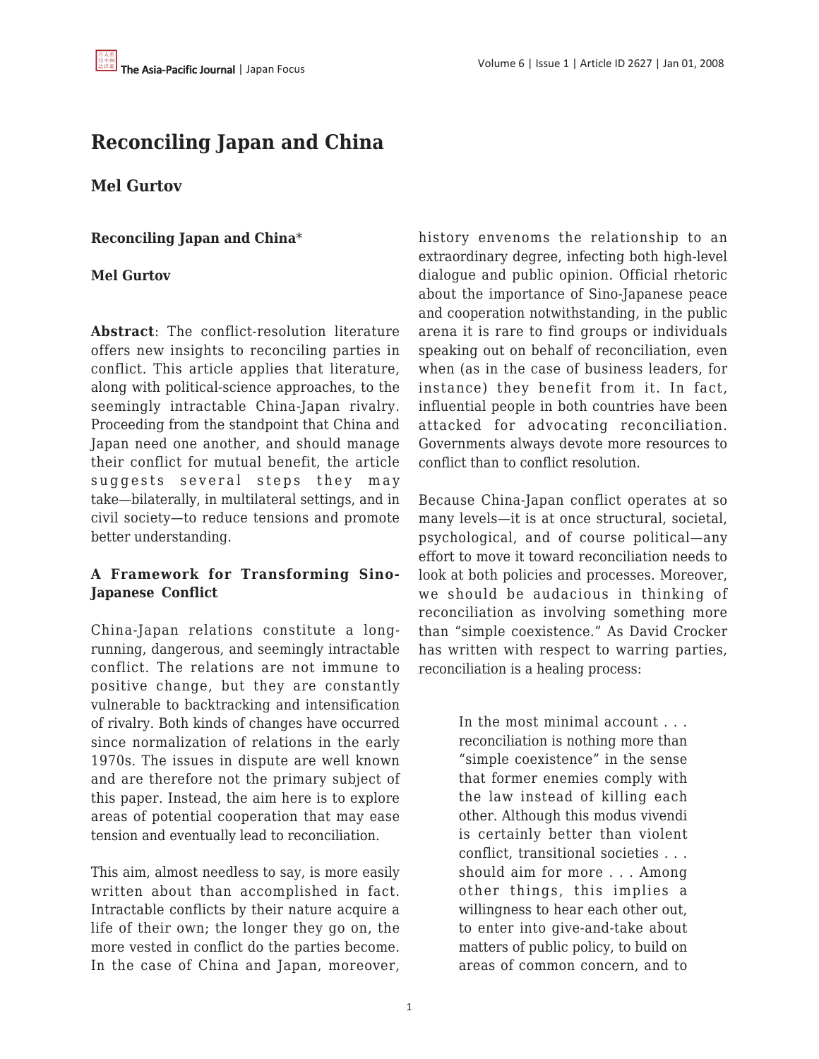# Reconciling Japan and China

## Mel Gurtov

**Reconciling Japan and China***

**Mel Gurtov**

**Abstract**: The conflict-resolution literature offers new insights to reconciling parties in conflict. This article applies that literature, along with political-science approaches, to the seemingly intractable China-Japan rivalry. Proceeding from the standpoint that China and Japan need one another, and should manage their conflict for mutual benefit, the article suggests several steps they may take—bilaterally, in multilateral settings, and in civil society—to reduce tensions and promote better understanding.

### A Framework for Transforming Sino-Japanese Conflict

China-Japan relations constitute a long-running, dangerous, and seemingly intractable conflict. The relations are not immune to positive change, but they are constantly vulnerable to backtracking and intensification of rivalry. Both kinds of changes have occurred since normalization of relations in the early 1970s. The issues in dispute are well known and are therefore not the primary subject of this paper. Instead, the aim here is to explore areas of potential cooperation that may ease tension and eventually lead to reconciliation.

This aim, almost needless to say, is more easily written about than accomplished in fact. Intractable conflicts by their nature acquire a life of their own; the longer they go on, the more vested in conflict do the parties become. In the case of China and Japan, moreover, history envenoms the relationship to an extraordinary degree, infecting both high-level dialogue and public opinion. Official rhetoric about the importance of Sino-Japanese peace and cooperation notwithstanding, in the public arena it is rare to find groups or individuals speaking out on behalf of reconciliation, even when (as in the case of business leaders, for instance) they benefit from it. In fact, influential people in both countries have been attacked for advocating reconciliation. Governments always devote more resources to conflict than to conflict resolution.

Because China-Japan conflict operates at so many levels—it is at once structural, societal, psychological, and of course political—any effort to move it toward reconciliation needs to look at both policies and processes. Moreover, we should be audacious in thinking of reconciliation as involving something more than "simple coexistence." As David Crocker has written with respect to warring parties, reconciliation is a healing process:

> In the most minimal account . . . reconciliation is nothing more than "simple coexistence" in the sense that former enemies comply with the law instead of killing each other. Although this modus vivendi is certainly better than violent conflict, transitional societies . . . should aim for more . . . Among other things, this implies a willingness to hear each other out, to enter into give-and-take about matters of public policy, to build on areas of common concern, and to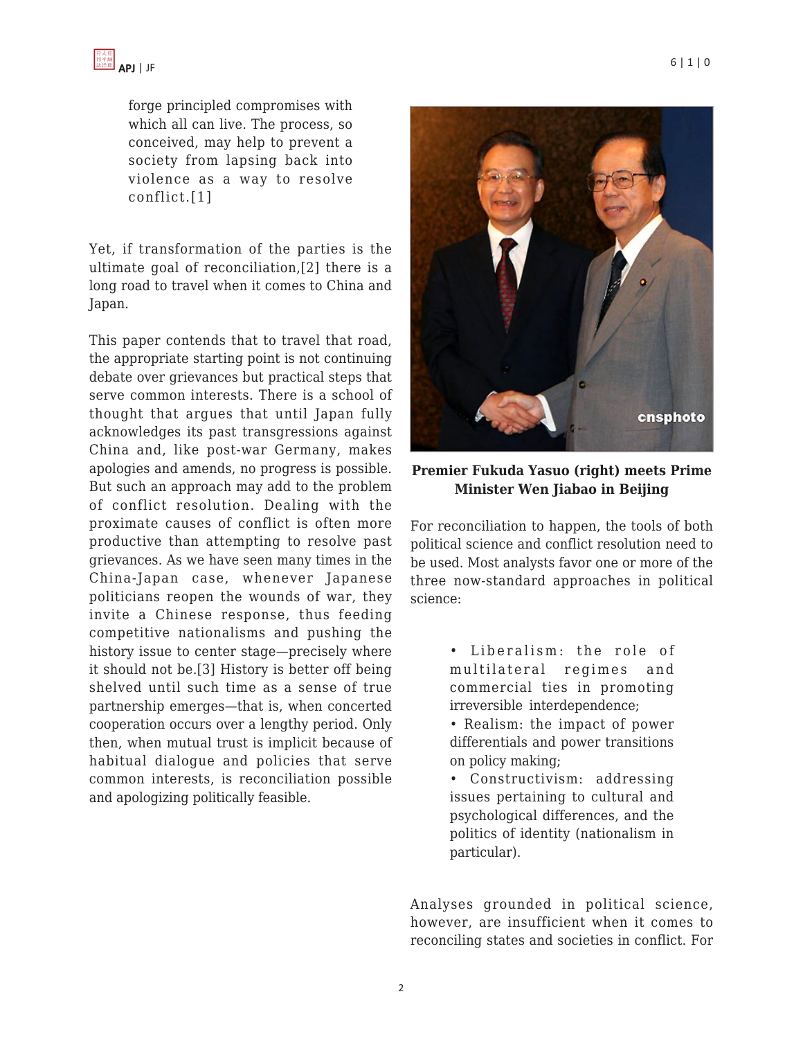> forge principled compromises with which all can live. The process, so conceived, may help to prevent a society from lapsing back into violence as a way to resolve conflict.[1]

Yet, if transformation of the parties is the ultimate goal of reconciliation,[2] there is a long road to travel when it comes to China and Japan.

This paper contends that to travel that road, the appropriate starting point is not continuing debate over grievances but practical steps that serve common interests. There is a school of thought that argues that until Japan fully acknowledges its past transgressions against China and, like post-war Germany, makes apologies and amends, no progress is possible. But such an approach may add to the problem of conflict resolution. Dealing with the proximate causes of conflict is often more productive than attempting to resolve past grievances. As we have seen many times in the China-Japan case, whenever Japanese politicians reopen the wounds of war, they invite a Chinese response, thus feeding competitive nationalisms and pushing the history issue to center stage—precisely where it should not be.[3] History is better off being shelved until such time as a sense of true partnership emerges—that is, when concerted cooperation occurs over a lengthy period. Only then, when mutual trust is implicit because of habitual dialogue and policies that serve common interests, is reconciliation possible and apologizing politically feasible.

**Premier Fukuda Yasuo (right) meets Prime Minister Wen Jiabao in Beijing**

For reconciliation to happen, the tools of both political science and conflict resolution need to be used. Most analysts favor one or more of the three now-standard approaches in political science:

- Liberalism: the role of multilateral regimes and commercial ties in promoting irreversible interdependence;
- Realism: the impact of power differentials and power transitions on policy making;
- Constructivism: addressing issues pertaining to cultural and psychological differences, and the politics of identity (nationalism in particular).

Analyses grounded in political science, however, are insufficient when it comes to reconciling states and societies in conflict. For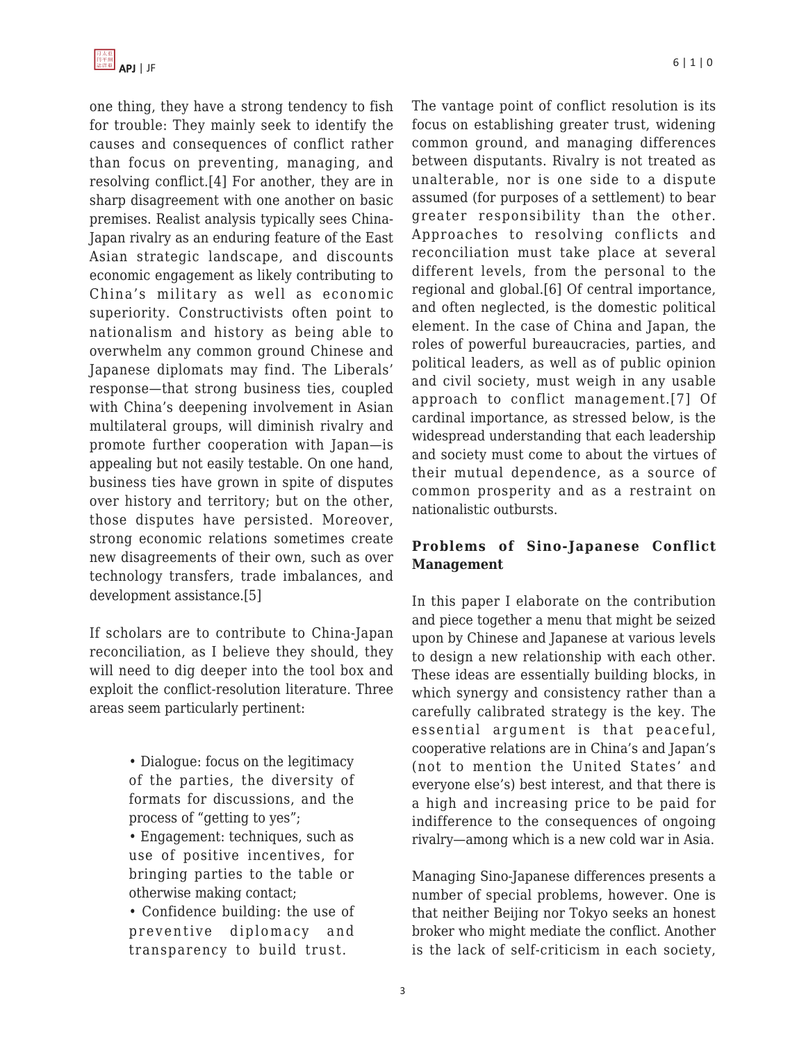one thing, they have a strong tendency to fish for trouble: They mainly seek to identify the causes and consequences of conflict rather than focus on preventing, managing, and resolving conflict.[4] For another, they are in sharp disagreement with one another on basic premises. Realist analysis typically sees China-Japan rivalry as an enduring feature of the East Asian strategic landscape, and discounts economic engagement as likely contributing to China's military as well as economic superiority. Constructivists often point to nationalism and history as being able to overwhelm any common ground Chinese and Japanese diplomats may find. The Liberals' response—that strong business ties, coupled with China's deepening involvement in Asian multilateral groups, will diminish rivalry and promote further cooperation with Japan—is appealing but not easily testable. On one hand, business ties have grown in spite of disputes over history and territory; but on the other, those disputes have persisted. Moreover, strong economic relations sometimes create new disagreements of their own, such as over technology transfers, trade imbalances, and development assistance.[5]

If scholars are to contribute to China-Japan reconciliation, as I believe they should, they will need to dig deeper into the tool box and exploit the conflict-resolution literature. Three areas seem particularly pertinent:

- Dialogue: focus on the legitimacy of the parties, the diversity of formats for discussions, and the process of "getting to yes";
- Engagement: techniques, such as use of positive incentives, for bringing parties to the table or otherwise making contact;
- Confidence building: the use of preventive diplomacy and transparency to build trust.

The vantage point of conflict resolution is its focus on establishing greater trust, widening common ground, and managing differences between disputants. Rivalry is not treated as unalterable, nor is one side to a dispute assumed (for purposes of a settlement) to bear greater responsibility than the other. Approaches to resolving conflicts and reconciliation must take place at several different levels, from the personal to the regional and global.[6] Of central importance, and often neglected, is the domestic political element. In the case of China and Japan, the roles of powerful bureaucracies, parties, and political leaders, as well as of public opinion and civil society, must weigh in any usable approach to conflict management.[7] Of cardinal importance, as stressed below, is the widespread understanding that each leadership and society must come to about the virtues of their mutual dependence, as a source of common prosperity and as a restraint on nationalistic outbursts.

## Problems of Sino-Japanese Conflict Management

In this paper I elaborate on the contribution and piece together a menu that might be seized upon by Chinese and Japanese at various levels to design a new relationship with each other. These ideas are essentially building blocks, in which synergy and consistency rather than a carefully calibrated strategy is the key. The essential argument is that peaceful, cooperative relations are in China's and Japan's (not to mention the United States' and everyone else's) best interest, and that there is a high and increasing price to be paid for indifference to the consequences of ongoing rivalry—among which is a new cold war in Asia.

Managing Sino-Japanese differences presents a number of special problems, however. One is that neither Beijing nor Tokyo seeks an honest broker who might mediate the conflict. Another is the lack of self-criticism in each society,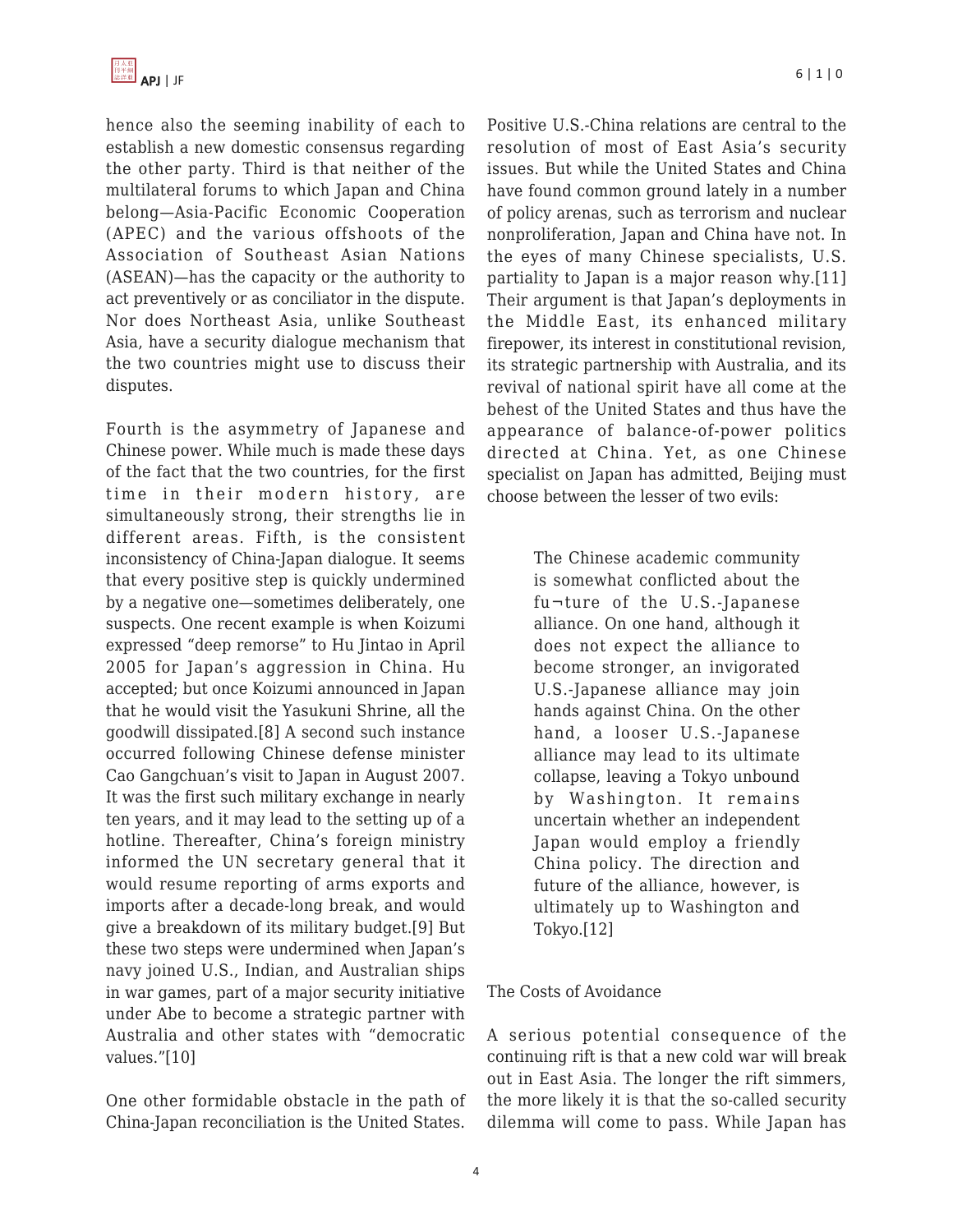hence also the seeming inability of each to establish a new domestic consensus regarding the other party. Third is that neither of the multilateral forums to which Japan and China belong—Asia-Pacific Economic Cooperation (APEC) and the various offshoots of the Association of Southeast Asian Nations (ASEAN)—has the capacity or the authority to act preventively or as conciliator in the dispute. Nor does Northeast Asia, unlike Southeast Asia, have a security dialogue mechanism that the two countries might use to discuss their disputes.

Fourth is the asymmetry of Japanese and Chinese power. While much is made these days of the fact that the two countries, for the first time in their modern history, are simultaneously strong, their strengths lie in different areas. Fifth, is the consistent inconsistency of China-Japan dialogue. It seems that every positive step is quickly undermined by a negative one—sometimes deliberately, one suspects. One recent example is when Koizumi expressed "deep remorse" to Hu Jintao in April 2005 for Japan's aggression in China. Hu accepted; but once Koizumi announced in Japan that he would visit the Yasukuni Shrine, all the goodwill dissipated.[8] A second such instance occurred following Chinese defense minister Cao Gangchuan's visit to Japan in August 2007. It was the first such military exchange in nearly ten years, and it may lead to the setting up of a hotline. Thereafter, China's foreign ministry informed the UN secretary general that it would resume reporting of arms exports and imports after a decade-long break, and would give a breakdown of its military budget.[9] But these two steps were undermined when Japan's navy joined U.S., Indian, and Australian ships in war games, part of a major security initiative under Abe to become a strategic partner with Australia and other states with "democratic values."[10]

One other formidable obstacle in the path of China-Japan reconciliation is the United States. Positive U.S.-China relations are central to the resolution of most of East Asia's security issues. But while the United States and China have found common ground lately in a number of policy arenas, such as terrorism and nuclear nonproliferation, Japan and China have not. In the eyes of many Chinese specialists, U.S. partiality to Japan is a major reason why.[11] Their argument is that Japan's deployments in the Middle East, its enhanced military firepower, its interest in constitutional revision, its strategic partnership with Australia, and its revival of national spirit have all come at the behest of the United States and thus have the appearance of balance-of-power politics directed at China. Yet, as one Chinese specialist on Japan has admitted, Beijing must choose between the lesser of two evils:

> The Chinese academic community is somewhat conflicted about the fu¬ture of the U.S.-Japanese alliance. On one hand, although it does not expect the alliance to become stronger, an invigorated U.S.-Japanese alliance may join hands against China. On the other hand, a looser U.S.-Japanese alliance may lead to its ultimate collapse, leaving a Tokyo unbound by Washington. It remains uncertain whether an independent Japan would employ a friendly China policy. The direction and future of the alliance, however, is ultimately up to Washington and Tokyo.[12]

## The Costs of Avoidance

A serious potential consequence of the continuing rift is that a new cold war will break out in East Asia. The longer the rift simmers, the more likely it is that the so-called security dilemma will come to pass. While Japan has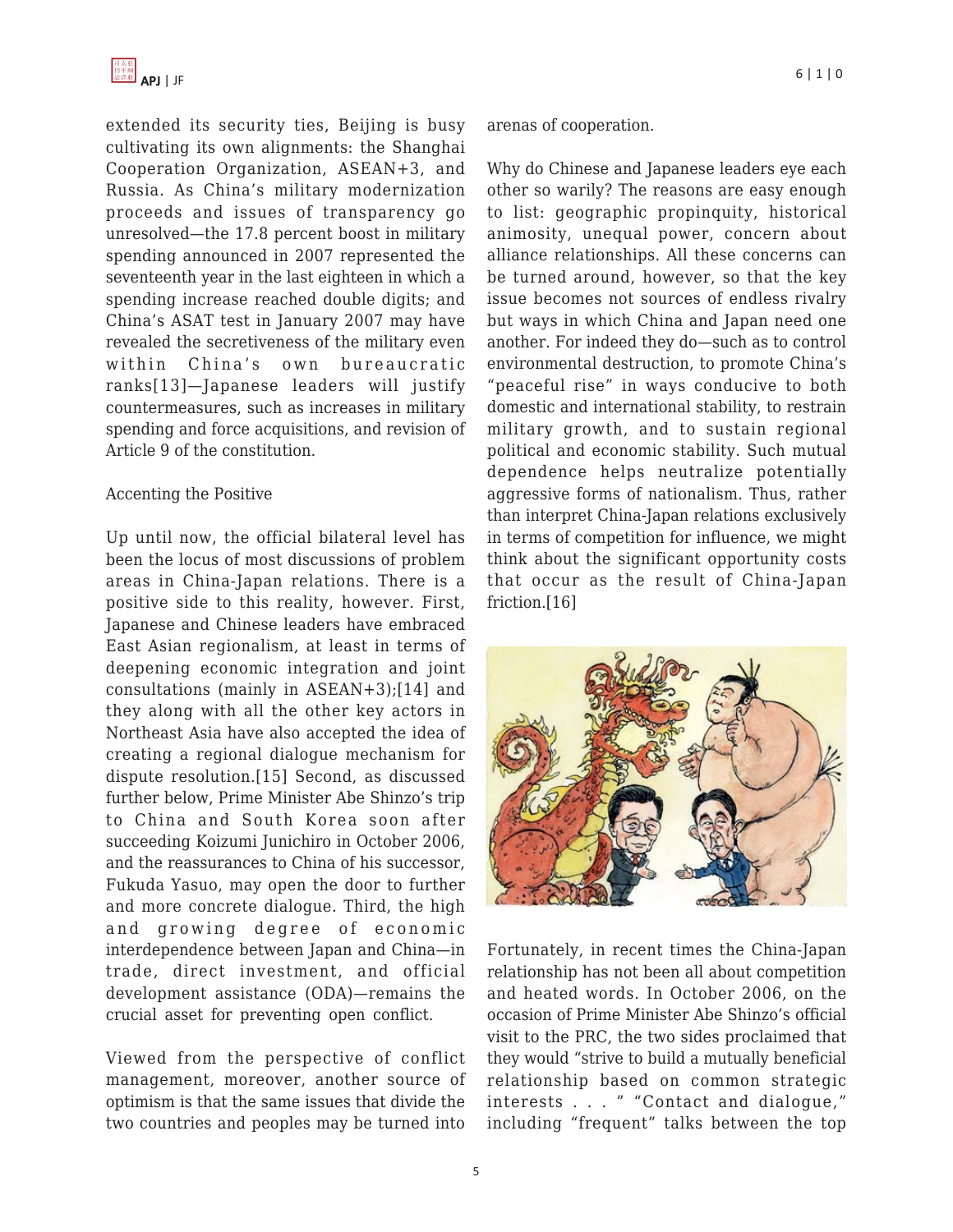extended its security ties, Beijing is busy cultivating its own alignments: the Shanghai Cooperation Organization, ASEAN+3, and Russia. As China's military modernization proceeds and issues of transparency go unresolved—the 17.8 percent boost in military spending announced in 2007 represented the seventeenth year in the last eighteen in which a spending increase reached double digits; and China's ASAT test in January 2007 may have revealed the secretiveness of the military even within China's own bureaucratic ranks[13]—Japanese leaders will justify countermeasures, such as increases in military spending and force acquisitions, and revision of Article 9 of the constitution.

Accenting the Positive

Up until now, the official bilateral level has been the locus of most discussions of problem areas in China-Japan relations. There is a positive side to this reality, however. First, Japanese and Chinese leaders have embraced East Asian regionalism, at least in terms of deepening economic integration and joint consultations (mainly in ASEAN+3);[14] and they along with all the other key actors in Northeast Asia have also accepted the idea of creating a regional dialogue mechanism for dispute resolution.[15] Second, as discussed further below, Prime Minister Abe Shinzo's trip to China and South Korea soon after succeeding Koizumi Junichiro in October 2006, and the reassurances to China of his successor, Fukuda Yasuo, may open the door to further and more concrete dialogue. Third, the high and growing degree of economic interdependence between Japan and China—in trade, direct investment, and official development assistance (ODA)—remains the crucial asset for preventing open conflict.

Viewed from the perspective of conflict management, moreover, another source of optimism is that the same issues that divide the two countries and peoples may be turned into arenas of cooperation.

Why do Chinese and Japanese leaders eye each other so warily? The reasons are easy enough to list: geographic propinquity, historical animosity, unequal power, concern about alliance relationships. All these concerns can be turned around, however, so that the key issue becomes not sources of endless rivalry but ways in which China and Japan need one another. For indeed they do—such as to control environmental destruction, to promote China's "peaceful rise" in ways conducive to both domestic and international stability, to restrain military growth, and to sustain regional political and economic stability. Such mutual dependence helps neutralize potentially aggressive forms of nationalism. Thus, rather than interpret China-Japan relations exclusively in terms of competition for influence, we might think about the significant opportunity costs that occur as the result of China-Japan friction.[16]

Fortunately, in recent times the China-Japan relationship has not been all about competition and heated words. In October 2006, on the occasion of Prime Minister Abe Shinzo's official visit to the PRC, the two sides proclaimed that they would "strive to build a mutually beneficial relationship based on common strategic interests . . . " "Contact and dialogue," including "frequent" talks between the top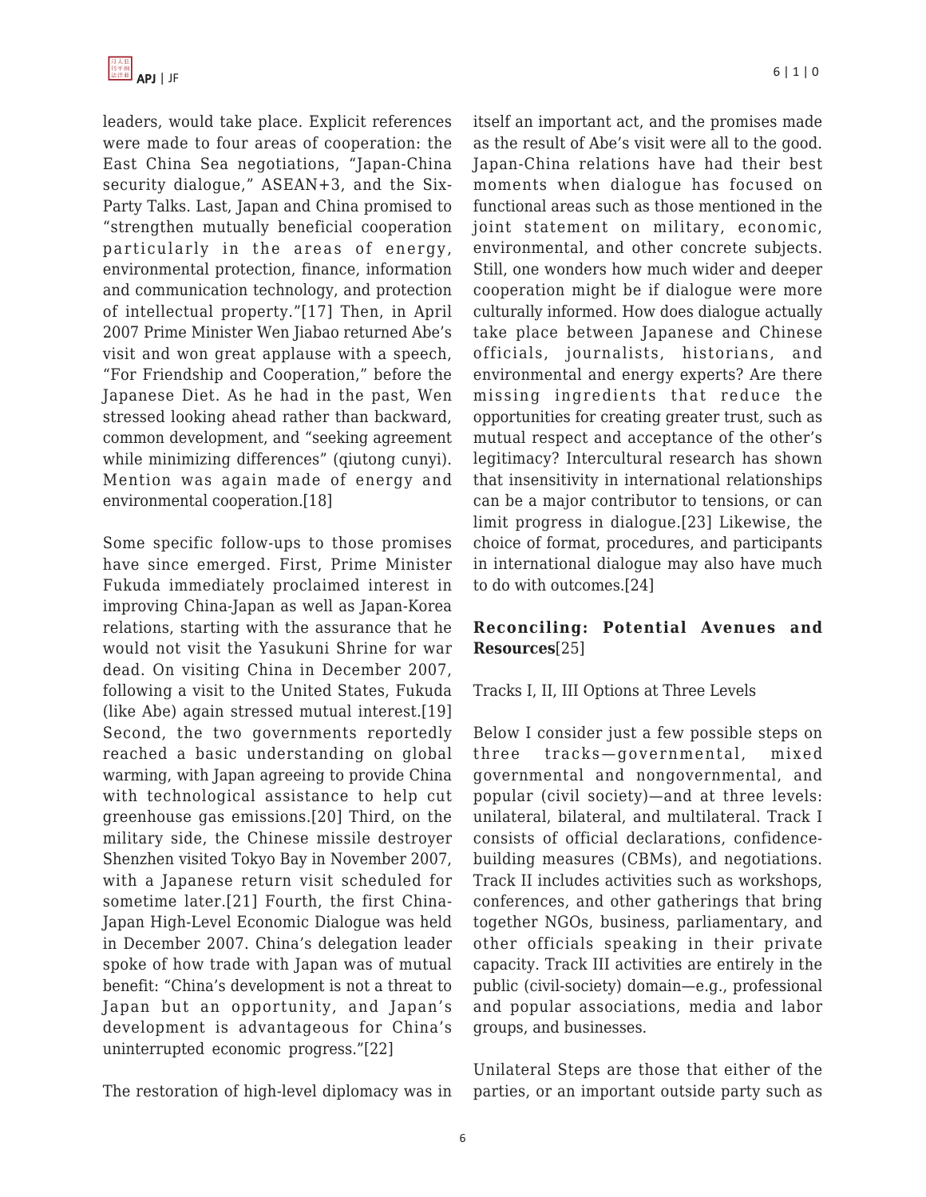leaders, would take place. Explicit references were made to four areas of cooperation: the East China Sea negotiations, "Japan-China security dialogue," ASEAN+3, and the Six-Party Talks. Last, Japan and China promised to "strengthen mutually beneficial cooperation particularly in the areas of energy, environmental protection, finance, information and communication technology, and protection of intellectual property."[17] Then, in April 2007 Prime Minister Wen Jiabao returned Abe's visit and won great applause with a speech, "For Friendship and Cooperation," before the Japanese Diet. As he had in the past, Wen stressed looking ahead rather than backward, common development, and "seeking agreement while minimizing differences" (qiutong cunyi). Mention was again made of energy and environmental cooperation.[18]

Some specific follow-ups to those promises have since emerged. First, Prime Minister Fukuda immediately proclaimed interest in improving China-Japan as well as Japan-Korea relations, starting with the assurance that he would not visit the Yasukuni Shrine for war dead. On visiting China in December 2007, following a visit to the United States, Fukuda (like Abe) again stressed mutual interest.[19] Second, the two governments reportedly reached a basic understanding on global warming, with Japan agreeing to provide China with technological assistance to help cut greenhouse gas emissions.[20] Third, on the military side, the Chinese missile destroyer Shenzhen visited Tokyo Bay in November 2007, with a Japanese return visit scheduled for sometime later.[21] Fourth, the first China-Japan High-Level Economic Dialogue was held in December 2007. China's delegation leader spoke of how trade with Japan was of mutual benefit: "China's development is not a threat to Japan but an opportunity, and Japan's development is advantageous for China's uninterrupted economic progress."[22]

The restoration of high-level diplomacy was in itself an important act, and the promises made as the result of Abe's visit were all to the good. Japan-China relations have had their best moments when dialogue has focused on functional areas such as those mentioned in the joint statement on military, economic, environmental, and other concrete subjects. Still, one wonders how much wider and deeper cooperation might be if dialogue were more culturally informed. How does dialogue actually take place between Japanese and Chinese officials, journalists, historians, and environmental and energy experts? Are there missing ingredients that reduce the opportunities for creating greater trust, such as mutual respect and acceptance of the other's legitimacy? Intercultural research has shown that insensitivity in international relationships can be a major contributor to tensions, or can limit progress in dialogue.[23] Likewise, the choice of format, procedures, and participants in international dialogue may also have much to do with outcomes.[24]

## Reconciling: Potential Avenues and Resources[25]

Tracks I, II, III Options at Three Levels

Below I consider just a few possible steps on three tracks—governmental, mixed governmental and nongovernmental, and popular (civil society)—and at three levels: unilateral, bilateral, and multilateral. Track I consists of official declarations, confidence-building measures (CBMs), and negotiations. Track II includes activities such as workshops, conferences, and other gatherings that bring together NGOs, business, parliamentary, and other officials speaking in their private capacity. Track III activities are entirely in the public (civil-society) domain—e.g., professional and popular associations, media and labor groups, and businesses.

Unilateral Steps are those that either of the parties, or an important outside party such as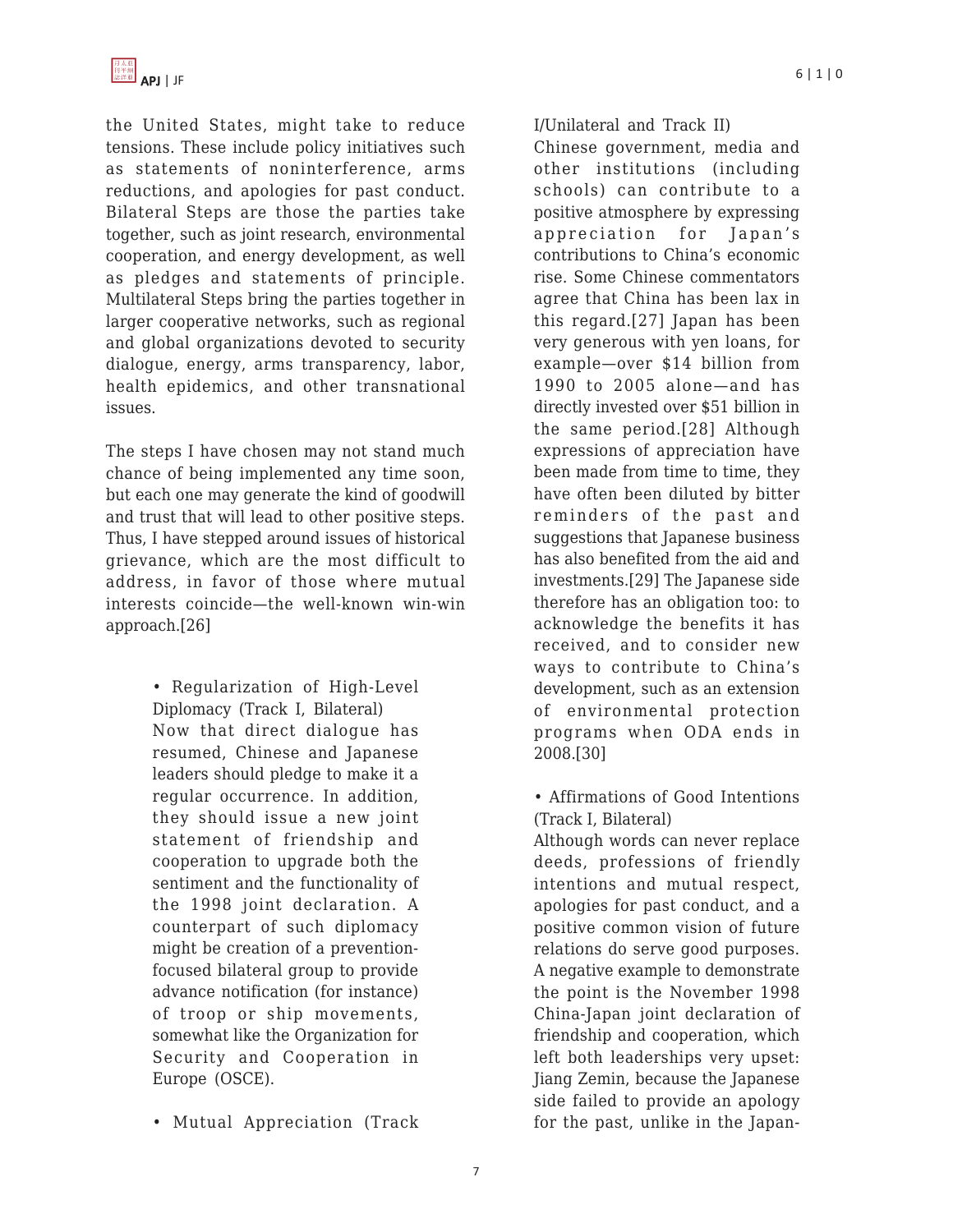the United States, might take to reduce tensions. These include policy initiatives such as statements of noninterference, arms reductions, and apologies for past conduct. Bilateral Steps are those the parties take together, such as joint research, environmental cooperation, and energy development, as well as pledges and statements of principle. Multilateral Steps bring the parties together in larger cooperative networks, such as regional and global organizations devoted to security dialogue, energy, arms transparency, labor, health epidemics, and other transnational issues.

The steps I have chosen may not stand much chance of being implemented any time soon, but each one may generate the kind of goodwill and trust that will lead to other positive steps. Thus, I have stepped around issues of historical grievance, which are the most difficult to address, in favor of those where mutual interests coincide—the well-known win-win approach.[26]

- Regularization of High-Level Diplomacy (Track I, Bilateral)
  Now that direct dialogue has resumed, Chinese and Japanese leaders should pledge to make it a regular occurrence. In addition, they should issue a new joint statement of friendship and cooperation to upgrade both the sentiment and the functionality of the 1998 joint declaration. A counterpart of such diplomacy might be creation of a prevention-focused bilateral group to provide advance notification (for instance) of troop or ship movements, somewhat like the Organization for Security and Cooperation in Europe (OSCE).

- Mutual Appreciation (Track I/Unilateral and Track II)
  Chinese government, media and other institutions (including schools) can contribute to a positive atmosphere by expressing appreciation for Japan's contributions to China's economic rise. Some Chinese commentators agree that China has been lax in this regard.[27] Japan has been very generous with yen loans, for example—over $14 billion from 1990 to 2005 alone—and has directly invested over $51 billion in the same period.[28] Although expressions of appreciation have been made from time to time, they have often been diluted by bitter reminders of the past and suggestions that Japanese business has also benefited from the aid and investments.[29] The Japanese side therefore has an obligation too: to acknowledge the benefits it has received, and to consider new ways to contribute to China's development, such as an extension of environmental protection programs when ODA ends in 2008.[30]

- Affirmations of Good Intentions (Track I, Bilateral)
  Although words can never replace deeds, professions of friendly intentions and mutual respect, apologies for past conduct, and a positive common vision of future relations do serve good purposes. A negative example to demonstrate the point is the November 1998 China-Japan joint declaration of friendship and cooperation, which left both leaderships very upset: Jiang Zemin, because the Japanese side failed to provide an apology for the past, unlike in the Japan-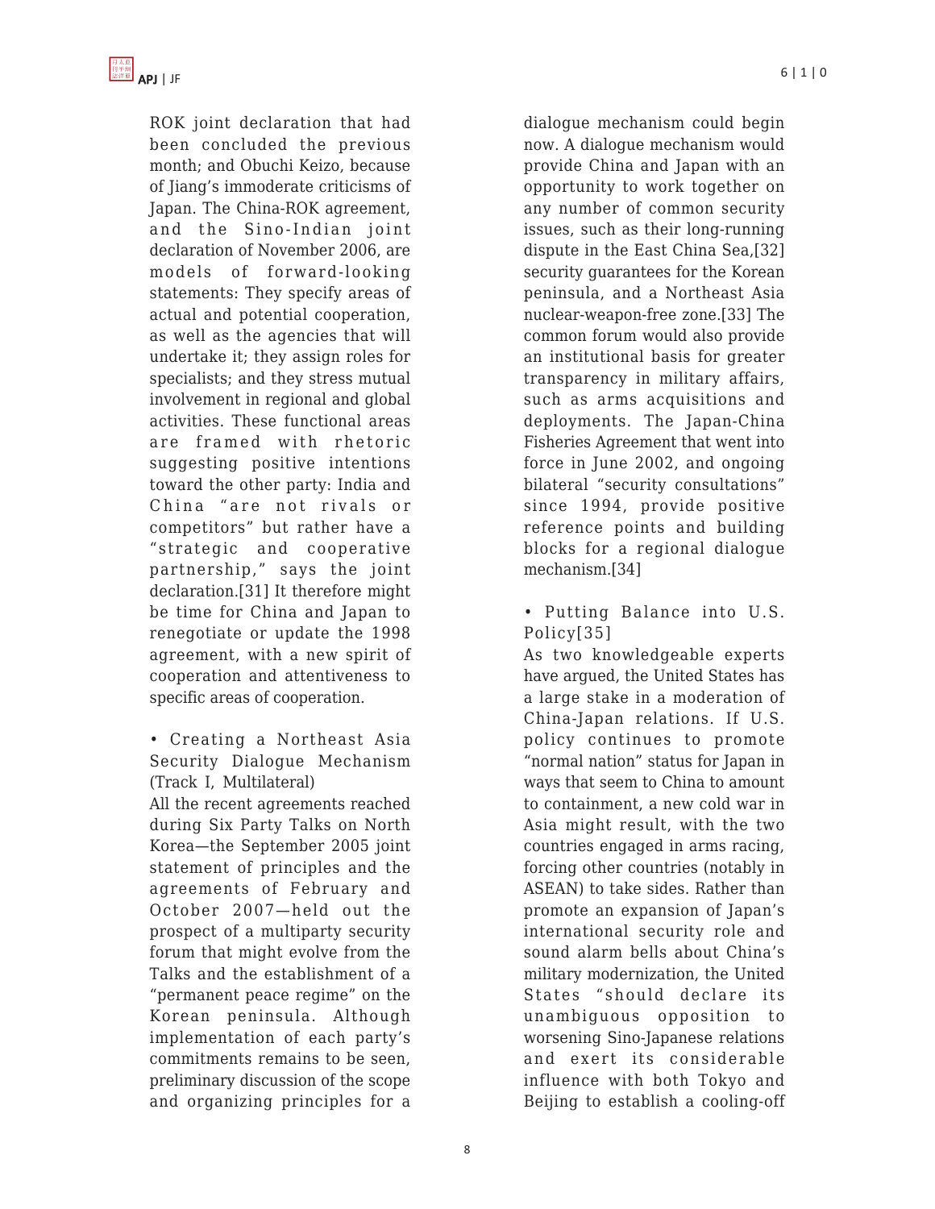ROK joint declaration that had been concluded the previous month; and Obuchi Keizo, because of Jiang's immoderate criticisms of Japan. The China-ROK agreement, and the Sino-Indian joint declaration of November 2006, are models of forward-looking statements: They specify areas of actual and potential cooperation, as well as the agencies that will undertake it; they assign roles for specialists; and they stress mutual involvement in regional and global activities. These functional areas are framed with rhetoric suggesting positive intentions toward the other party: India and China "are not rivals or competitors" but rather have a "strategic and cooperative partnership," says the joint declaration.[31] It therefore might be time for China and Japan to renegotiate or update the 1998 agreement, with a new spirit of cooperation and attentiveness to specific areas of cooperation.

• Creating a Northeast Asia Security Dialogue Mechanism (Track I, Multilateral)

All the recent agreements reached during Six Party Talks on North Korea—the September 2005 joint statement of principles and the agreements of February and October 2007—held out the prospect of a multiparty security forum that might evolve from the Talks and the establishment of a "permanent peace regime" on the Korean peninsula. Although implementation of each party's commitments remains to be seen, preliminary discussion of the scope and organizing principles for a dialogue mechanism could begin now. A dialogue mechanism would provide China and Japan with an opportunity to work together on any number of common security issues, such as their long-running dispute in the East China Sea,[32] security guarantees for the Korean peninsula, and a Northeast Asia nuclear-weapon-free zone.[33] The common forum would also provide an institutional basis for greater transparency in military affairs, such as arms acquisitions and deployments. The Japan-China Fisheries Agreement that went into force in June 2002, and ongoing bilateral "security consultations" since 1994, provide positive reference points and building blocks for a regional dialogue mechanism.[34]

• Putting Balance into U.S. Policy[35]

As two knowledgeable experts have argued, the United States has a large stake in a moderation of China-Japan relations. If U.S. policy continues to promote "normal nation" status for Japan in ways that seem to China to amount to containment, a new cold war in Asia might result, with the two countries engaged in arms racing, forcing other countries (notably in ASEAN) to take sides. Rather than promote an expansion of Japan's international security role and sound alarm bells about China's military modernization, the United States "should declare its unambiguous opposition to worsening Sino-Japanese relations and exert its considerable influence with both Tokyo and Beijing to establish a cooling-off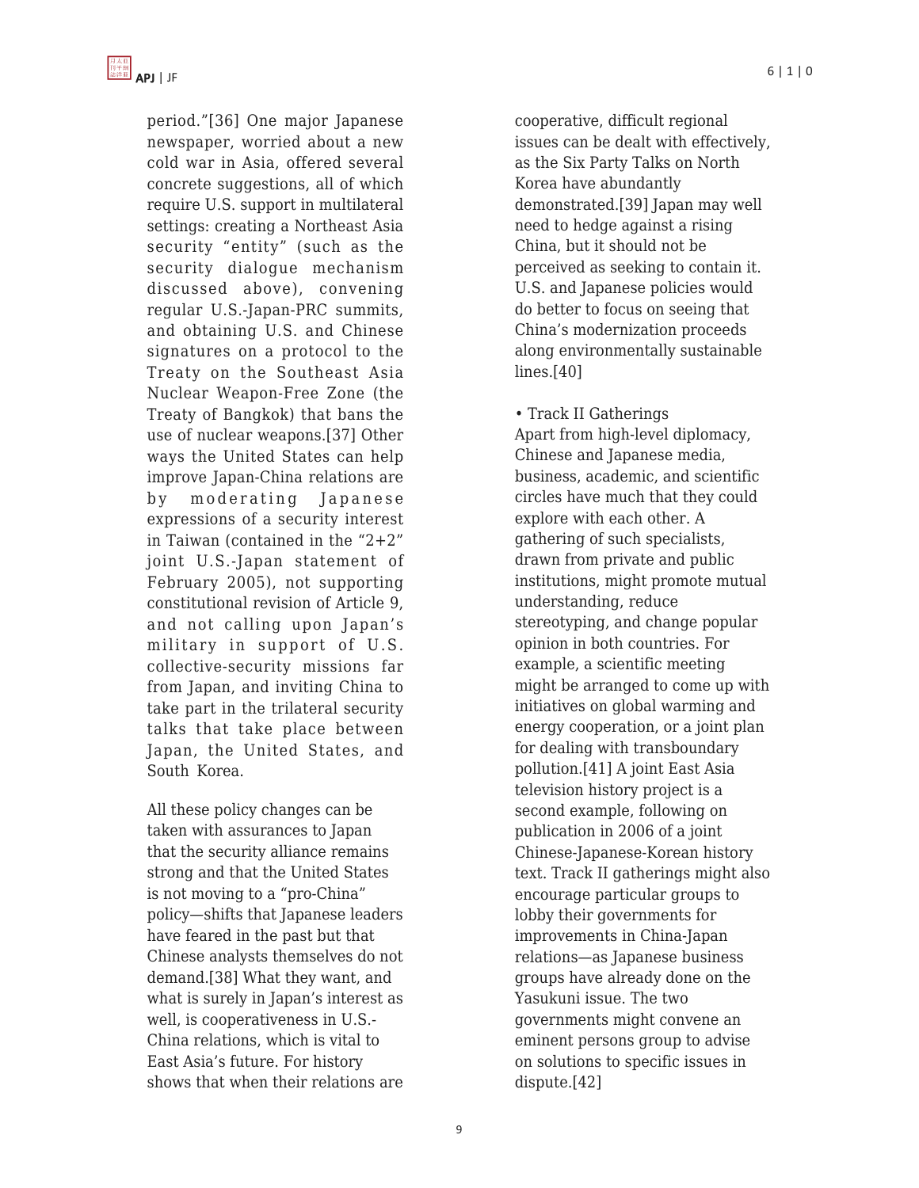period."[36] One major Japanese newspaper, worried about a new cold war in Asia, offered several concrete suggestions, all of which require U.S. support in multilateral settings: creating a Northeast Asia security "entity" (such as the security dialogue mechanism discussed above), convening regular U.S.-Japan-PRC summits, and obtaining U.S. and Chinese signatures on a protocol to the Treaty on the Southeast Asia Nuclear Weapon-Free Zone (the Treaty of Bangkok) that bans the use of nuclear weapons.[37] Other ways the United States can help improve Japan-China relations are by moderating Japanese expressions of a security interest in Taiwan (contained in the "2+2" joint U.S.-Japan statement of February 2005), not supporting constitutional revision of Article 9, and not calling upon Japan's military in support of U.S. collective-security missions far from Japan, and inviting China to take part in the trilateral security talks that take place between Japan, the United States, and South Korea.

All these policy changes can be taken with assurances to Japan that the security alliance remains strong and that the United States is not moving to a "pro-China" policy—shifts that Japanese leaders have feared in the past but that Chinese analysts themselves do not demand.[38] What they want, and what is surely in Japan's interest as well, is cooperativeness in U.S.-China relations, which is vital to East Asia's future. For history shows that when their relations are cooperative, difficult regional issues can be dealt with effectively, as the Six Party Talks on North Korea have abundantly demonstrated.[39] Japan may well need to hedge against a rising China, but it should not be perceived as seeking to contain it. U.S. and Japanese policies would do better to focus on seeing that China's modernization proceeds along environmentally sustainable lines.[40]

• Track II Gatherings

Apart from high-level diplomacy, Chinese and Japanese media, business, academic, and scientific circles have much that they could explore with each other. A gathering of such specialists, drawn from private and public institutions, might promote mutual understanding, reduce stereotyping, and change popular opinion in both countries. For example, a scientific meeting might be arranged to come up with initiatives on global warming and energy cooperation, or a joint plan for dealing with transboundary pollution.[41] A joint East Asia television history project is a second example, following on publication in 2006 of a joint Chinese-Japanese-Korean history text. Track II gatherings might also encourage particular groups to lobby their governments for improvements in China-Japan relations—as Japanese business groups have already done on the Yasukuni issue. The two governments might convene an eminent persons group to advise on solutions to specific issues in dispute.[42]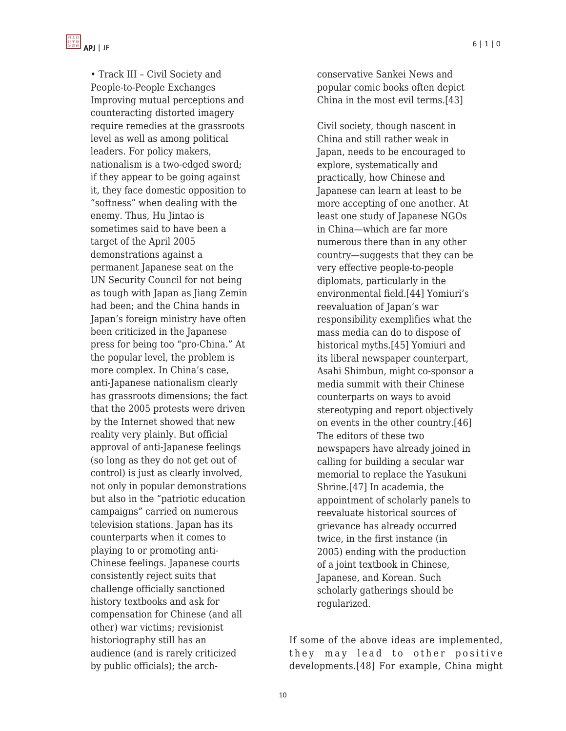• Track III – Civil Society and People-to-People Exchanges

Improving mutual perceptions and counteracting distorted imagery require remedies at the grassroots level as well as among political leaders. For policy makers, nationalism is a two-edged sword; if they appear to be going against it, they face domestic opposition to "softness" when dealing with the enemy. Thus, Hu Jintao is sometimes said to have been a target of the April 2005 demonstrations against a permanent Japanese seat on the UN Security Council for not being as tough with Japan as Jiang Zemin had been; and the China hands in Japan's foreign ministry have often been criticized in the Japanese press for being too "pro-China." At the popular level, the problem is more complex. In China's case, anti-Japanese nationalism clearly has grassroots dimensions; the fact that the 2005 protests were driven by the Internet showed that new reality very plainly. But official approval of anti-Japanese feelings (so long as they do not get out of control) is just as clearly involved, not only in popular demonstrations but also in the "patriotic education campaigns" carried on numerous television stations. Japan has its counterparts when it comes to playing to or promoting anti-Chinese feelings. Japanese courts consistently reject suits that challenge officially sanctioned history textbooks and ask for compensation for Chinese (and all other) war victims; revisionist historiography still has an audience (and is rarely criticized by public officials); the arch-conservative Sankei News and popular comic books often depict China in the most evil terms.[43]

Civil society, though nascent in China and still rather weak in Japan, needs to be encouraged to explore, systematically and practically, how Chinese and Japanese can learn at least to be more accepting of one another. At least one study of Japanese NGOs in China—which are far more numerous there than in any other country—suggests that they can be very effective people-to-people diplomats, particularly in the environmental field.[44] Yomiuri's reevaluation of Japan's war responsibility exemplifies what the mass media can do to dispose of historical myths.[45] Yomiuri and its liberal newspaper counterpart, Asahi Shimbun, might co-sponsor a media summit with their Chinese counterparts on ways to avoid stereotyping and report objectively on events in the other country.[46] The editors of these two newspapers have already joined in calling for building a secular war memorial to replace the Yasukuni Shrine.[47] In academia, the appointment of scholarly panels to reevaluate historical sources of grievance has already occurred twice, in the first instance (in 2005) ending with the production of a joint textbook in Chinese, Japanese, and Korean. Such scholarly gatherings should be regularized.

If some of the above ideas are implemented, they may lead to other positive developments.[48] For example, China might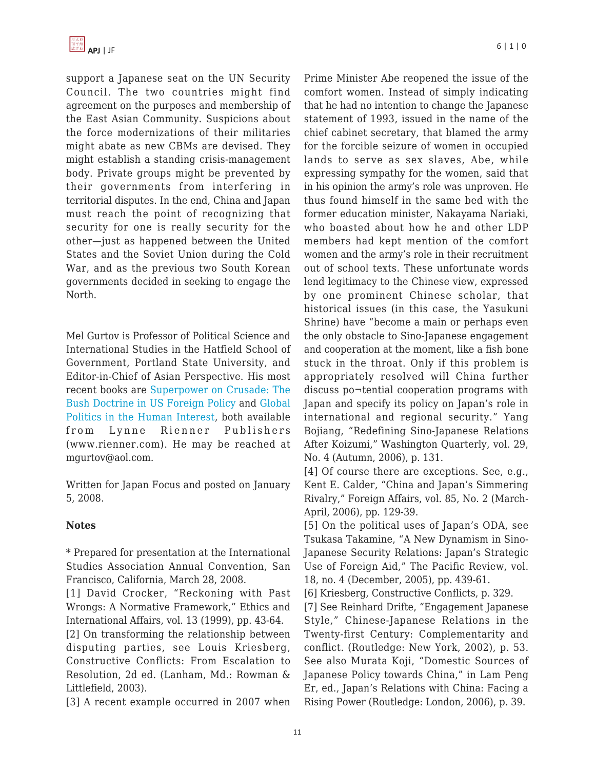support a Japanese seat on the UN Security Council. The two countries might find agreement on the purposes and membership of the East Asian Community. Suspicions about the force modernizations of their militaries might abate as new CBMs are devised. They might establish a standing crisis-management body. Private groups might be prevented by their governments from interfering in territorial disputes. In the end, China and Japan must reach the point of recognizing that security for one is really security for the other—just as happened between the United States and the Soviet Union during the Cold War, and as the previous two South Korean governments decided in seeking to engage the North.

Mel Gurtov is Professor of Political Science and International Studies in the Hatfield School of Government, Portland State University, and Editor-in-Chief of Asian Perspective. His most recent books are Superpower on Crusade: The Bush Doctrine in US Foreign Policy and Global Politics in the Human Interest, both available from Lynne Rienner Publishers (www.rienner.com). He may be reached at mgurtov@aol.com.

Written for Japan Focus and posted on January 5, 2008.

**Notes**

* Prepared for presentation at the International Studies Association Annual Convention, San Francisco, California, March 28, 2008.

[1] David Crocker, "Reckoning with Past Wrongs: A Normative Framework," Ethics and International Affairs, vol. 13 (1999), pp. 43-64.

[2] On transforming the relationship between disputing parties, see Louis Kriesberg, Constructive Conflicts: From Escalation to Resolution, 2d ed. (Lanham, Md.: Rowman & Littlefield, 2003).

[3] A recent example occurred in 2007 when Prime Minister Abe reopened the issue of the comfort women. Instead of simply indicating that he had no intention to change the Japanese statement of 1993, issued in the name of the chief cabinet secretary, that blamed the army for the forcible seizure of women in occupied lands to serve as sex slaves, Abe, while expressing sympathy for the women, said that in his opinion the army's role was unproven. He thus found himself in the same bed with the former education minister, Nakayama Nariaki, who boasted about how he and other LDP members had kept mention of the comfort women and the army's role in their recruitment out of school texts. These unfortunate words lend legitimacy to the Chinese view, expressed by one prominent Chinese scholar, that historical issues (in this case, the Yasukuni Shrine) have "become a main or perhaps even the only obstacle to Sino-Japanese engagement and cooperation at the moment, like a fish bone stuck in the throat. Only if this problem is appropriately resolved will China further discuss po¬tential cooperation programs with Japan and specify its policy on Japan's role in international and regional security." Yang Bojiang, "Redefining Sino-Japanese Relations After Koizumi," Washington Quarterly, vol. 29, No. 4 (Autumn, 2006), p. 131.

[4] Of course there are exceptions. See, e.g., Kent E. Calder, "China and Japan's Simmering Rivalry," Foreign Affairs, vol. 85, No. 2 (March-April, 2006), pp. 129-39.

[5] On the political uses of Japan's ODA, see Tsukasa Takamine, "A New Dynamism in Sino-Japanese Security Relations: Japan's Strategic Use of Foreign Aid," The Pacific Review, vol. 18, no. 4 (December, 2005), pp. 439-61.

[6] Kriesberg, Constructive Conflicts, p. 329.

[7] See Reinhard Drifte, "Engagement Japanese Style," Chinese-Japanese Relations in the Twenty-first Century: Complementarity and conflict. (Routledge: New York, 2002), p. 53. See also Murata Koji, "Domestic Sources of Japanese Policy towards China," in Lam Peng Er, ed., Japan's Relations with China: Facing a Rising Power (Routledge: London, 2006), p. 39.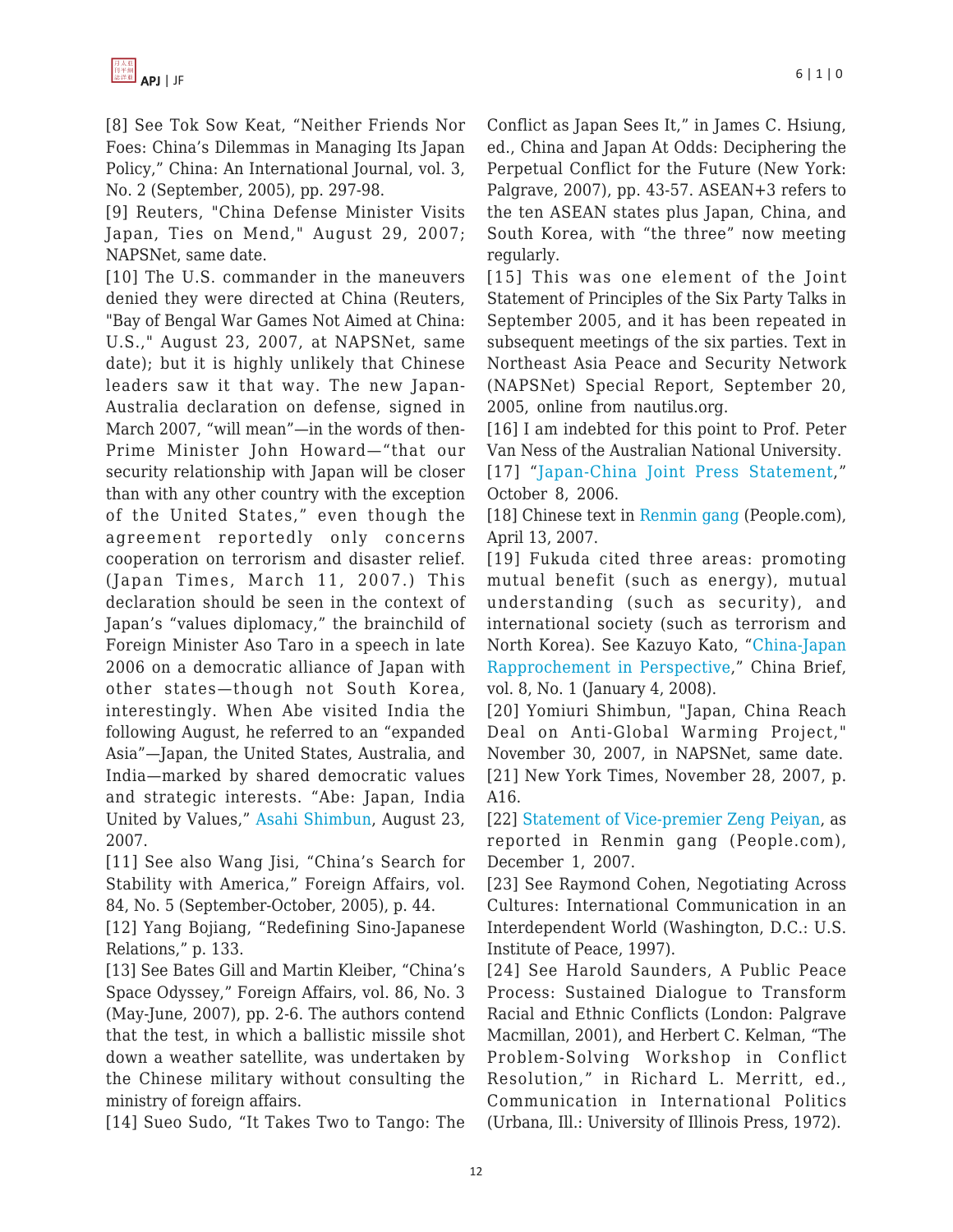[8] See Tok Sow Keat, "Neither Friends Nor Foes: China's Dilemmas in Managing Its Japan Policy," China: An International Journal, vol. 3, No. 2 (September, 2005), pp. 297-98.

[9] Reuters, "China Defense Minister Visits Japan, Ties on Mend," August 29, 2007; NAPSNet, same date.

[10] The U.S. commander in the maneuvers denied they were directed at China (Reuters, "Bay of Bengal War Games Not Aimed at China: U.S.," August 23, 2007, at NAPSNet, same date); but it is highly unlikely that Chinese leaders saw it that way. The new Japan-Australia declaration on defense, signed in March 2007, "will mean"—in the words of then-Prime Minister John Howard—"that our security relationship with Japan will be closer than with any other country with the exception of the United States," even though the agreement reportedly only concerns cooperation on terrorism and disaster relief. (Japan Times, March 11, 2007.) This declaration should be seen in the context of Japan's "values diplomacy," the brainchild of Foreign Minister Aso Taro in a speech in late 2006 on a democratic alliance of Japan with other states—though not South Korea, interestingly. When Abe visited India the following August, he referred to an "expanded Asia"—Japan, the United States, Australia, and India—marked by shared democratic values and strategic interests. "Abe: Japan, India United by Values," Asahi Shimbun, August 23, 2007.

[11] See also Wang Jisi, "China's Search for Stability with America," Foreign Affairs, vol. 84, No. 5 (September-October, 2005), p. 44.

[12] Yang Bojiang, "Redefining Sino-Japanese Relations," p. 133.

[13] See Bates Gill and Martin Kleiber, "China's Space Odyssey," Foreign Affairs, vol. 86, No. 3 (May-June, 2007), pp. 2-6. The authors contend that the test, in which a ballistic missile shot down a weather satellite, was undertaken by the Chinese military without consulting the ministry of foreign affairs.

[14] Sueo Sudo, "It Takes Two to Tango: The Conflict as Japan Sees It," in James C. Hsiung, ed., China and Japan At Odds: Deciphering the Perpetual Conflict for the Future (New York: Palgrave, 2007), pp. 43-57. ASEAN+3 refers to the ten ASEAN states plus Japan, China, and South Korea, with "the three" now meeting regularly.

[15] This was one element of the Joint Statement of Principles of the Six Party Talks in September 2005, and it has been repeated in subsequent meetings of the six parties. Text in Northeast Asia Peace and Security Network (NAPSNet) Special Report, September 20, 2005, online from nautilus.org.

[16] I am indebted for this point to Prof. Peter Van Ness of the Australian National University.

[17] "Japan-China Joint Press Statement," October 8, 2006.

[18] Chinese text in Renmin gang (People.com), April 13, 2007.

[19] Fukuda cited three areas: promoting mutual benefit (such as energy), mutual understanding (such as security), and international society (such as terrorism and North Korea). See Kazuyo Kato, "China-Japan Rapprochement in Perspective," China Brief, vol. 8, No. 1 (January 4, 2008).

[20] Yomiuri Shimbun, "Japan, China Reach Deal on Anti-Global Warming Project," November 30, 2007, in NAPSNet, same date.

[21] New York Times, November 28, 2007, p. A16.

[22] Statement of Vice-premier Zeng Peiyan, as reported in Renmin gang (People.com), December 1, 2007.

[23] See Raymond Cohen, Negotiating Across Cultures: International Communication in an Interdependent World (Washington, D.C.: U.S. Institute of Peace, 1997).

[24] See Harold Saunders, A Public Peace Process: Sustained Dialogue to Transform Racial and Ethnic Conflicts (London: Palgrave Macmillan, 2001), and Herbert C. Kelman, "The Problem-Solving Workshop in Conflict Resolution," in Richard L. Merritt, ed., Communication in International Politics (Urbana, Ill.: University of Illinois Press, 1972).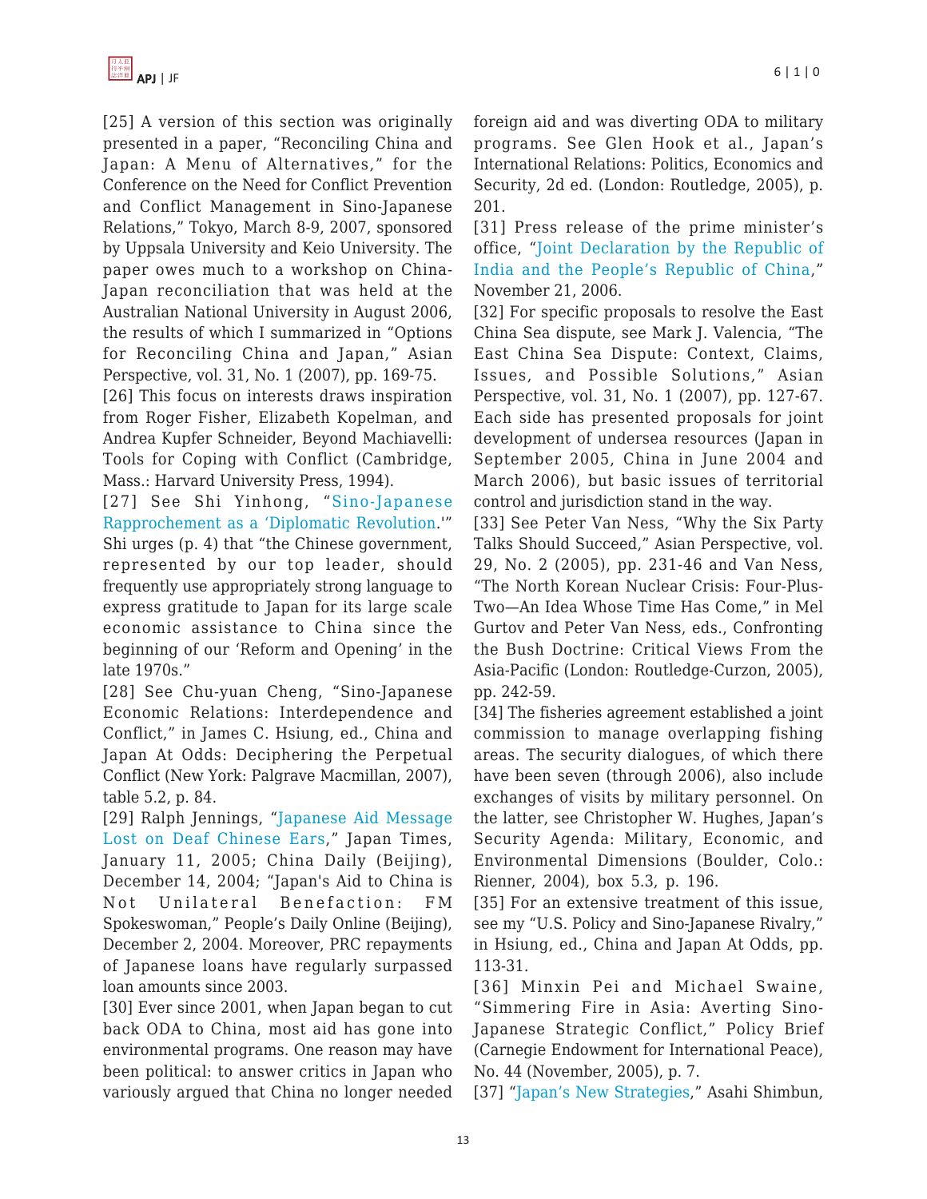[25] A version of this section was originally presented in a paper, "Reconciling China and Japan: A Menu of Alternatives," for the Conference on the Need for Conflict Prevention and Conflict Management in Sino-Japanese Relations," Tokyo, March 8-9, 2007, sponsored by Uppsala University and Keio University. The paper owes much to a workshop on China-Japan reconciliation that was held at the Australian National University in August 2006, the results of which I summarized in "Options for Reconciling China and Japan," Asian Perspective, vol. 31, No. 1 (2007), pp. 169-75.

[26] This focus on interests draws inspiration from Roger Fisher, Elizabeth Kopelman, and Andrea Kupfer Schneider, Beyond Machiavelli: Tools for Coping with Conflict (Cambridge, Mass.: Harvard University Press, 1994).

[27] See Shi Yinhong, "Sino-Japanese Rapprochement as a 'Diplomatic Revolution.'" Shi urges (p. 4) that "the Chinese government, represented by our top leader, should frequently use appropriately strong language to express gratitude to Japan for its large scale economic assistance to China since the beginning of our 'Reform and Opening' in the late 1970s."

[28] See Chu-yuan Cheng, "Sino-Japanese Economic Relations: Interdependence and Conflict," in James C. Hsiung, ed., China and Japan At Odds: Deciphering the Perpetual Conflict (New York: Palgrave Macmillan, 2007), table 5.2, p. 84.

[29] Ralph Jennings, "Japanese Aid Message Lost on Deaf Chinese Ears," Japan Times, January 11, 2005; China Daily (Beijing), December 14, 2004; "Japan's Aid to China is Not Unilateral Benefaction: FM Spokeswoman," People's Daily Online (Beijing), December 2, 2004. Moreover, PRC repayments of Japanese loans have regularly surpassed loan amounts since 2003.

[30] Ever since 2001, when Japan began to cut back ODA to China, most aid has gone into environmental programs. One reason may have been political: to answer critics in Japan who variously argued that China no longer needed foreign aid and was diverting ODA to military programs. See Glen Hook et al., Japan's International Relations: Politics, Economics and Security, 2d ed. (London: Routledge, 2005), p. 201.

[31] Press release of the prime minister's office, "Joint Declaration by the Republic of India and the People's Republic of China," November 21, 2006.

[32] For specific proposals to resolve the East China Sea dispute, see Mark J. Valencia, "The East China Sea Dispute: Context, Claims, Issues, and Possible Solutions," Asian Perspective, vol. 31, No. 1 (2007), pp. 127-67. Each side has presented proposals for joint development of undersea resources (Japan in September 2005, China in June 2004 and March 2006), but basic issues of territorial control and jurisdiction stand in the way.

[33] See Peter Van Ness, "Why the Six Party Talks Should Succeed," Asian Perspective, vol. 29, No. 2 (2005), pp. 231-46 and Van Ness, "The North Korean Nuclear Crisis: Four-Plus-Two—An Idea Whose Time Has Come," in Mel Gurtov and Peter Van Ness, eds., Confronting the Bush Doctrine: Critical Views From the Asia-Pacific (London: Routledge-Curzon, 2005), pp. 242-59.

[34] The fisheries agreement established a joint commission to manage overlapping fishing areas. The security dialogues, of which there have been seven (through 2006), also include exchanges of visits by military personnel. On the latter, see Christopher W. Hughes, Japan's Security Agenda: Military, Economic, and Environmental Dimensions (Boulder, Colo.: Rienner, 2004), box 5.3, p. 196.

[35] For an extensive treatment of this issue, see my "U.S. Policy and Sino-Japanese Rivalry," in Hsiung, ed., China and Japan At Odds, pp. 113-31.

[36] Minxin Pei and Michael Swaine, "Simmering Fire in Asia: Averting Sino-Japanese Strategic Conflict," Policy Brief (Carnegie Endowment for International Peace), No. 44 (November, 2005), p. 7.

[37] "Japan's New Strategies," Asahi Shimbun,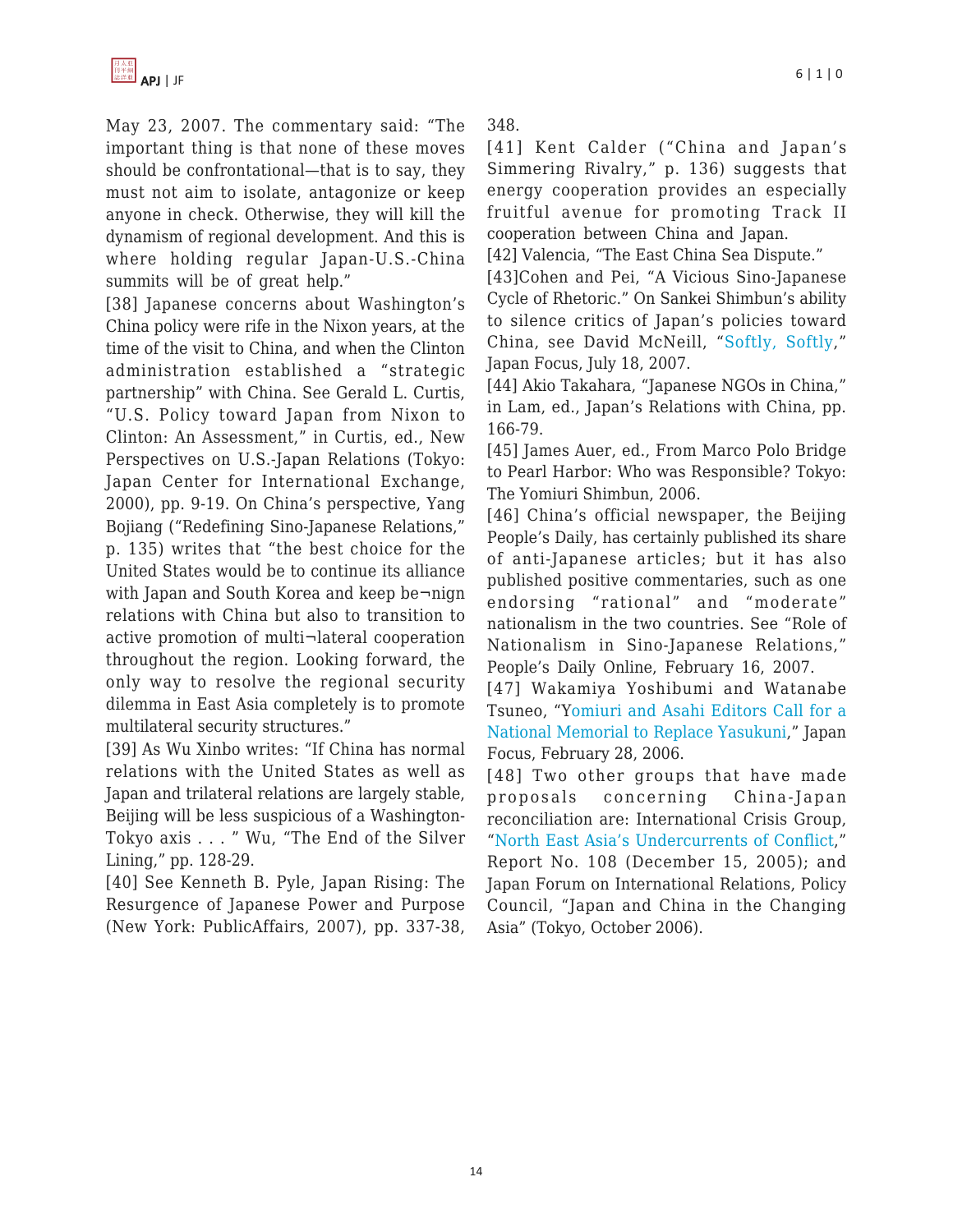May 23, 2007. The commentary said: "The important thing is that none of these moves should be confrontational—that is to say, they must not aim to isolate, antagonize or keep anyone in check. Otherwise, they will kill the dynamism of regional development. And this is where holding regular Japan-U.S.-China summits will be of great help."

[38] Japanese concerns about Washington's China policy were rife in the Nixon years, at the time of the visit to China, and when the Clinton administration established a "strategic partnership" with China. See Gerald L. Curtis, "U.S. Policy toward Japan from Nixon to Clinton: An Assessment," in Curtis, ed., New Perspectives on U.S.-Japan Relations (Tokyo: Japan Center for International Exchange, 2000), pp. 9-19. On China's perspective, Yang Bojiang ("Redefining Sino-Japanese Relations," p. 135) writes that "the best choice for the United States would be to continue its alliance with Japan and South Korea and keep be¬nign relations with China but also to transition to active promotion of multi¬lateral cooperation throughout the region. Looking forward, the only way to resolve the regional security dilemma in East Asia completely is to promote multilateral security structures."

[39] As Wu Xinbo writes: "If China has normal relations with the United States as well as Japan and trilateral relations are largely stable, Beijing will be less suspicious of a Washington-Tokyo axis . . . " Wu, "The End of the Silver Lining," pp. 128-29.

[40] See Kenneth B. Pyle, Japan Rising: The Resurgence of Japanese Power and Purpose (New York: PublicAffairs, 2007), pp. 337-38, 348.

[41] Kent Calder ("China and Japan's Simmering Rivalry," p. 136) suggests that energy cooperation provides an especially fruitful avenue for promoting Track II cooperation between China and Japan.

[42] Valencia, "The East China Sea Dispute."

[43]Cohen and Pei, "A Vicious Sino-Japanese Cycle of Rhetoric." On Sankei Shimbun's ability to silence critics of Japan's policies toward China, see David McNeill, "Softly, Softly," Japan Focus, July 18, 2007.

[44] Akio Takahara, "Japanese NGOs in China," in Lam, ed., Japan's Relations with China, pp. 166-79.

[45] James Auer, ed., From Marco Polo Bridge to Pearl Harbor: Who was Responsible? Tokyo: The Yomiuri Shimbun, 2006.

[46] China's official newspaper, the Beijing People's Daily, has certainly published its share of anti-Japanese articles; but it has also published positive commentaries, such as one endorsing "rational" and "moderate" nationalism in the two countries. See "Role of Nationalism in Sino-Japanese Relations," People's Daily Online, February 16, 2007.

[47] Wakamiya Yoshibumi and Watanabe Tsuneo, "Yomiuri and Asahi Editors Call for a National Memorial to Replace Yasukuni," Japan Focus, February 28, 2006.

[48] Two other groups that have made proposals concerning China-Japan reconciliation are: International Crisis Group, "North East Asia's Undercurrents of Conflict," Report No. 108 (December 15, 2005); and Japan Forum on International Relations, Policy Council, "Japan and China in the Changing Asia" (Tokyo, October 2006).